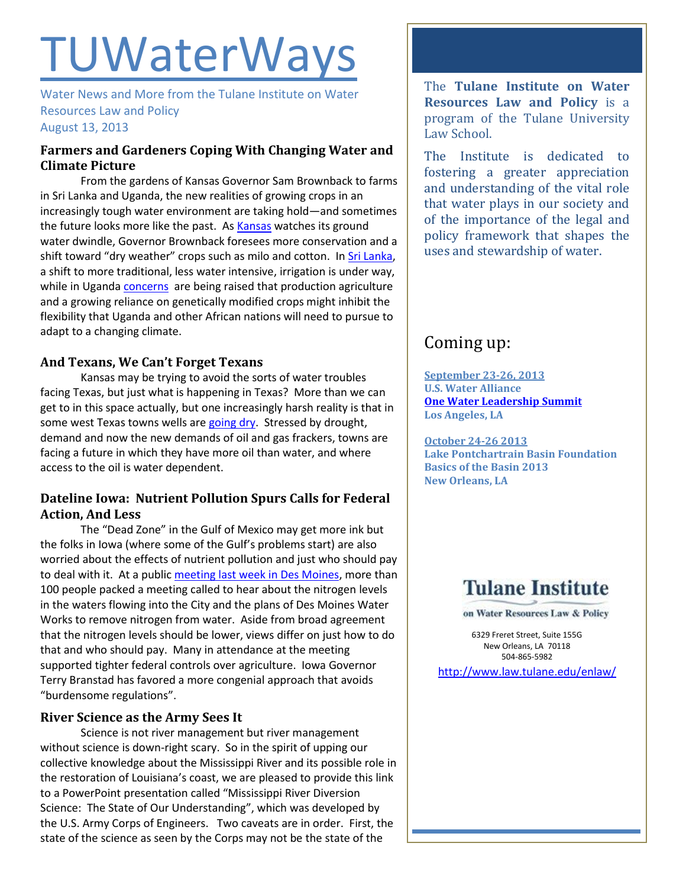# TUWaterWays

Water News and More from the Tulane Institute on Water Resources Law and Policy
August 13, 2013

## Farmers and Gardeners Coping With Changing Water and Climate Picture

From the gardens of Kansas Governor Sam Brownback to farms in Sri Lanka and Uganda, the new realities of growing crops in an increasingly tough water environment are taking hold—and sometimes the future looks more like the past. As Kansas watches its ground water dwindle, Governor Brownback foresees more conservation and a shift toward "dry weather" crops such as milo and cotton. In Sri Lanka, a shift to more traditional, less water intensive, irrigation is under way, while in Uganda concerns are being raised that production agriculture and a growing reliance on genetically modified crops might inhibit the flexibility that Uganda and other African nations will need to pursue to adapt to a changing climate.

## And Texans, We Can't Forget Texans

Kansas may be trying to avoid the sorts of water troubles facing Texas, but just what is happening in Texas? More than we can get to in this space actually, but one increasingly harsh reality is that in some west Texas towns wells are going dry. Stressed by drought, demand and now the new demands of oil and gas frackers, towns are facing a future in which they have more oil than water, and where access to the oil is water dependent.

## Dateline Iowa: Nutrient Pollution Spurs Calls for Federal Action, And Less

The "Dead Zone" in the Gulf of Mexico may get more ink but the folks in Iowa (where some of the Gulf's problems start) are also worried about the effects of nutrient pollution and just who should pay to deal with it. At a public meeting last week in Des Moines, more than 100 people packed a meeting called to hear about the nitrogen levels in the waters flowing into the City and the plans of Des Moines Water Works to remove nitrogen from water. Aside from broad agreement that the nitrogen levels should be lower, views differ on just how to do that and who should pay. Many in attendance at the meeting supported tighter federal controls over agriculture. Iowa Governor Terry Branstad has favored a more congenial approach that avoids "burdensome regulations".

## River Science as the Army Sees It

Science is not river management but river management without science is down-right scary. So in the spirit of upping our collective knowledge about the Mississippi River and its possible role in the restoration of Louisiana's coast, we are pleased to provide this link to a PowerPoint presentation called "Mississippi River Diversion Science: The State of Our Understanding", which was developed by the U.S. Army Corps of Engineers. Two caveats are in order. First, the state of the science as seen by the Corps may not be the state of the

The **Tulane Institute on Water Resources Law and Policy** is a program of the Tulane University Law School.

The Institute is dedicated to fostering a greater appreciation and understanding of the vital role that water plays in our society and of the importance of the legal and policy framework that shapes the uses and stewardship of water.

## Coming up:

**September 23-26, 2013**
**U.S. Water Alliance**
**One Water Leadership Summit**
**Los Angeles, LA**

**October 24-26 2013**
**Lake Pontchartrain Basin Foundation**
**Basics of the Basin 2013**
**New Orleans, LA**

**Tulane Institute**
on Water Resources Law & Policy

6329 Freret Street, Suite 155G
New Orleans, LA 70118
504-865-5982

http://www.law.tulane.edu/enlaw/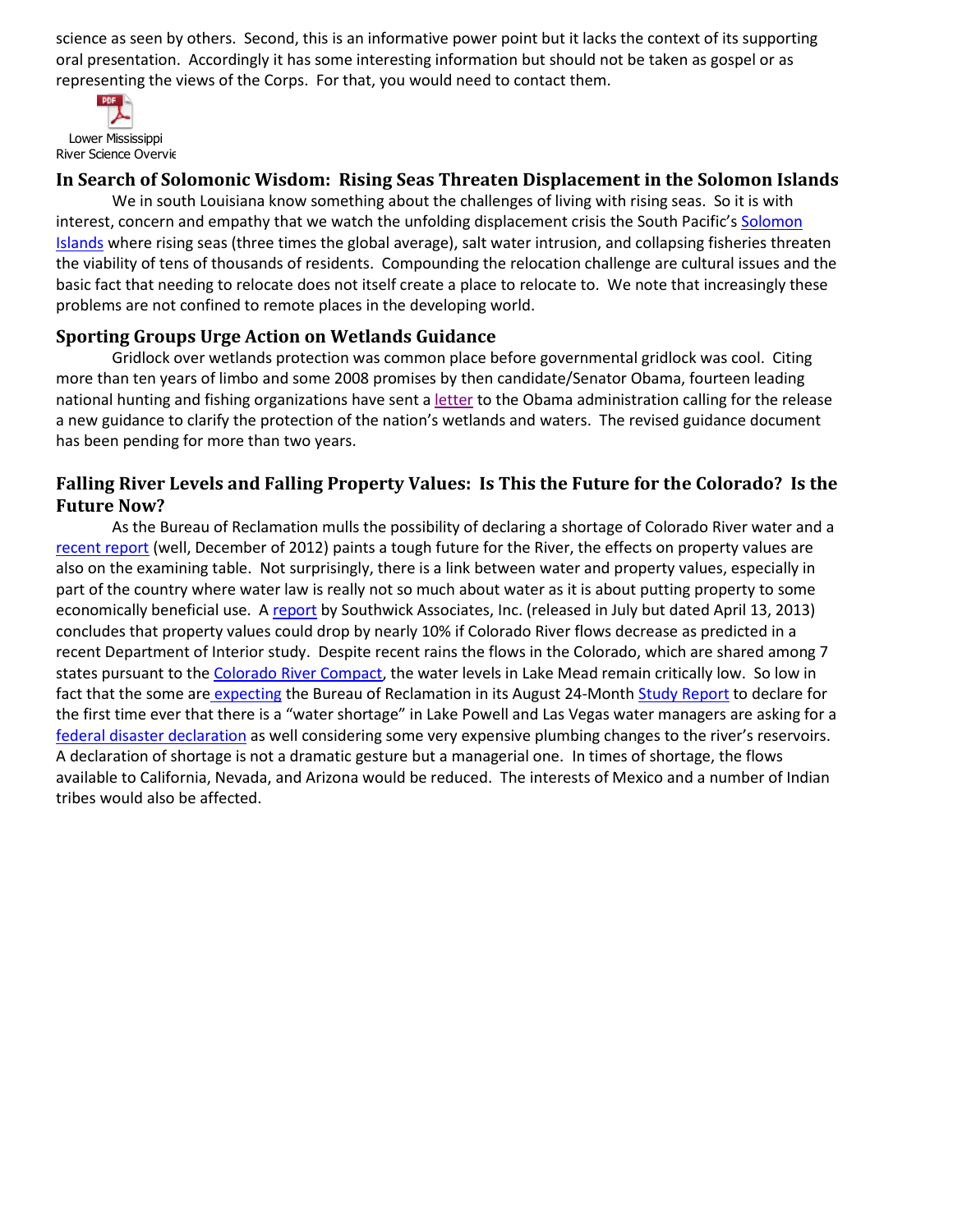science as seen by others. Second, this is an informative power point but it lacks the context of its supporting oral presentation. Accordingly it has some interesting information but should not be taken as gospel or as representing the views of the Corps. For that, you would need to contact them.

Lower Mississippi River Science Overvie

## In Search of Solomonic Wisdom: Rising Seas Threaten Displacement in the Solomon Islands

We in south Louisiana know something about the challenges of living with rising seas. So it is with interest, concern and empathy that we watch the unfolding displacement crisis the South Pacific's Solomon Islands where rising seas (three times the global average), salt water intrusion, and collapsing fisheries threaten the viability of tens of thousands of residents. Compounding the relocation challenge are cultural issues and the basic fact that needing to relocate does not itself create a place to relocate to. We note that increasingly these problems are not confined to remote places in the developing world.

## Sporting Groups Urge Action on Wetlands Guidance

Gridlock over wetlands protection was common place before governmental gridlock was cool. Citing more than ten years of limbo and some 2008 promises by then candidate/Senator Obama, fourteen leading national hunting and fishing organizations have sent a letter to the Obama administration calling for the release a new guidance to clarify the protection of the nation's wetlands and waters. The revised guidance document has been pending for more than two years.

## Falling River Levels and Falling Property Values: Is This the Future for the Colorado? Is the Future Now?

As the Bureau of Reclamation mulls the possibility of declaring a shortage of Colorado River water and a recent report (well, December of 2012) paints a tough future for the River, the effects on property values are also on the examining table. Not surprisingly, there is a link between water and property values, especially in part of the country where water law is really not so much about water as it is about putting property to some economically beneficial use. A report by Southwick Associates, Inc. (released in July but dated April 13, 2013) concludes that property values could drop by nearly 10% if Colorado River flows decrease as predicted in a recent Department of Interior study. Despite recent rains the flows in the Colorado, which are shared among 7 states pursuant to the Colorado River Compact, the water levels in Lake Mead remain critically low. So low in fact that the some are expecting the Bureau of Reclamation in its August 24-Month Study Report to declare for the first time ever that there is a "water shortage" in Lake Powell and Las Vegas water managers are asking for a federal disaster declaration as well considering some very expensive plumbing changes to the river's reservoirs. A declaration of shortage is not a dramatic gesture but a managerial one. In times of shortage, the flows available to California, Nevada, and Arizona would be reduced. The interests of Mexico and a number of Indian tribes would also be affected.